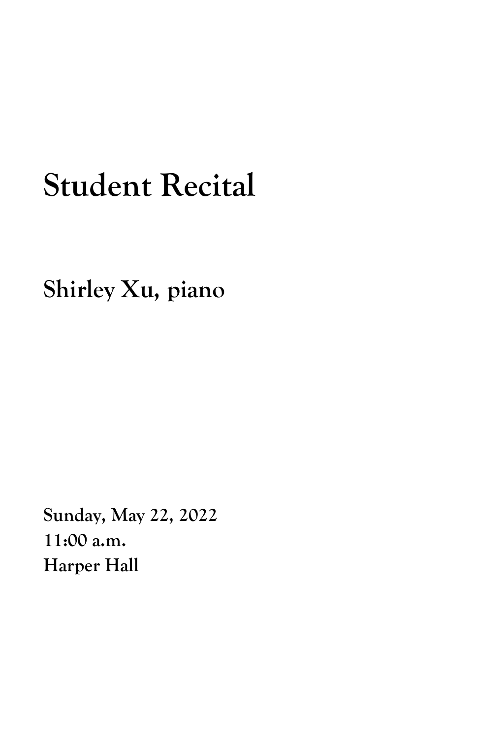# Student Recital

## Shirley Xu, piano

**Sunday, May 22, 2022**
**11:00 a.m.**
**Harper Hall**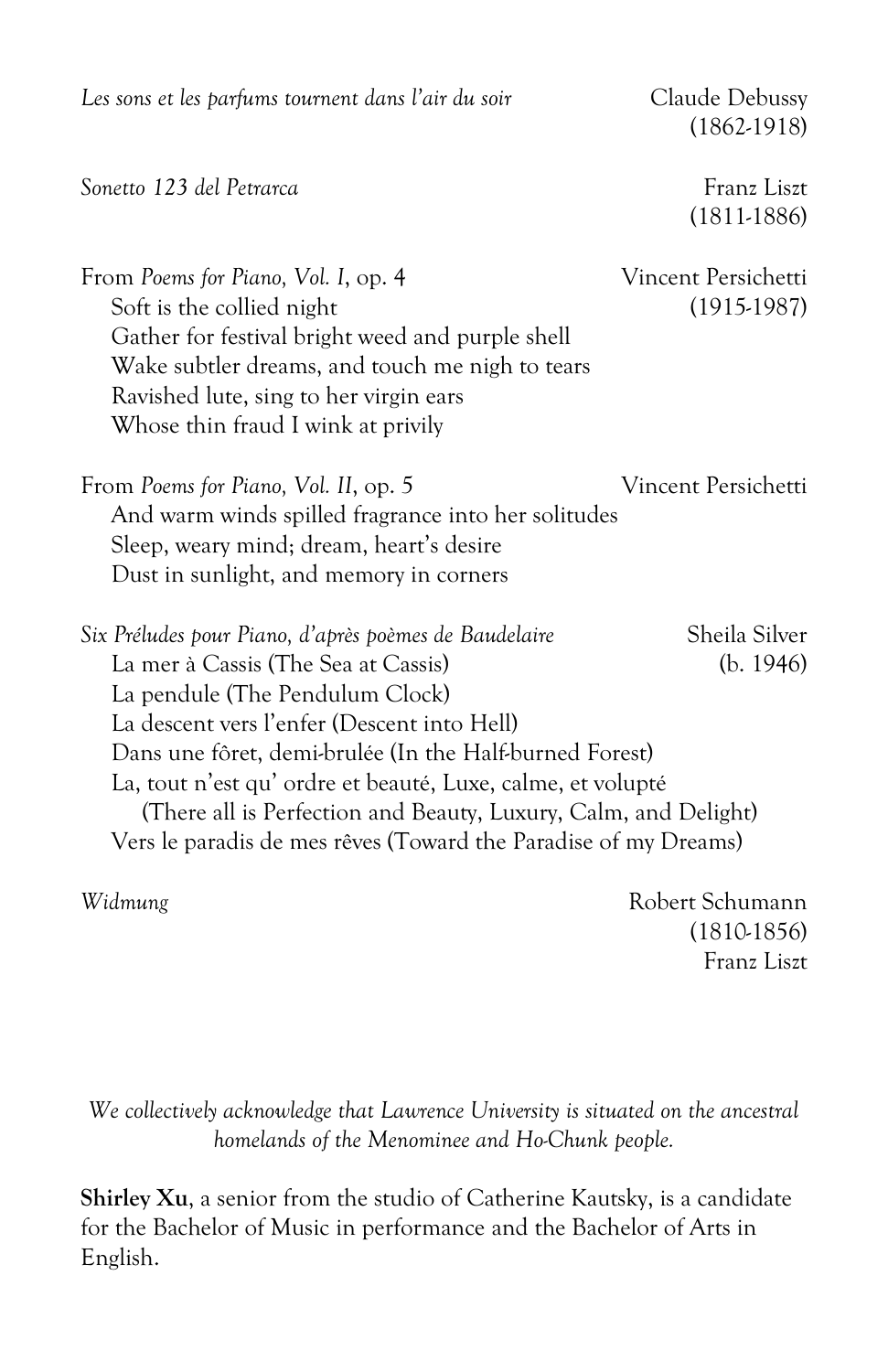*Les sons et les parfums tournent dans l'air du soir* — Claude Debussy (1862-1918)

*Sonetto 123 del Petrarca* — Franz Liszt (1811-1886)

From *Poems for Piano, Vol. I*, op. 4 — Vincent Persichetti (1915-1987)

- Soft is the collied night
- Gather for festival bright weed and purple shell
- Wake subtler dreams, and touch me nigh to tears
- Ravished lute, sing to her virgin ears
- Whose thin fraud I wink at privily

From *Poems for Piano, Vol. II*, op. 5 — Vincent Persichetti

- And warm winds spilled fragrance into her solitudes
- Sleep, weary mind; dream, heart's desire
- Dust in sunlight, and memory in corners

*Six Préludes pour Piano, d'après poèmes de Baudelaire* — Sheila Silver (b. 1946)

- La mer à Cassis (The Sea at Cassis)
- La pendule (The Pendulum Clock)
- La descent vers l'enfer (Descent into Hell)
- Dans une fôret, demi-brulée (In the Half-burned Forest)
- La, tout n'est qu' ordre et beauté, Luxe, calme, et volupté
  (There all is Perfection and Beauty, Luxury, Calm, and Delight)
- Vers le paradis de mes rêves (Toward the Paradise of my Dreams)

*Widmung* — Robert Schumann (1810-1856)
Franz Liszt

*We collectively acknowledge that Lawrence University is situated on the ancestral homelands of the Menominee and Ho-Chunk people.*

**Shirley Xu**, a senior from the studio of Catherine Kautsky, is a candidate for the Bachelor of Music in performance and the Bachelor of Arts in English.